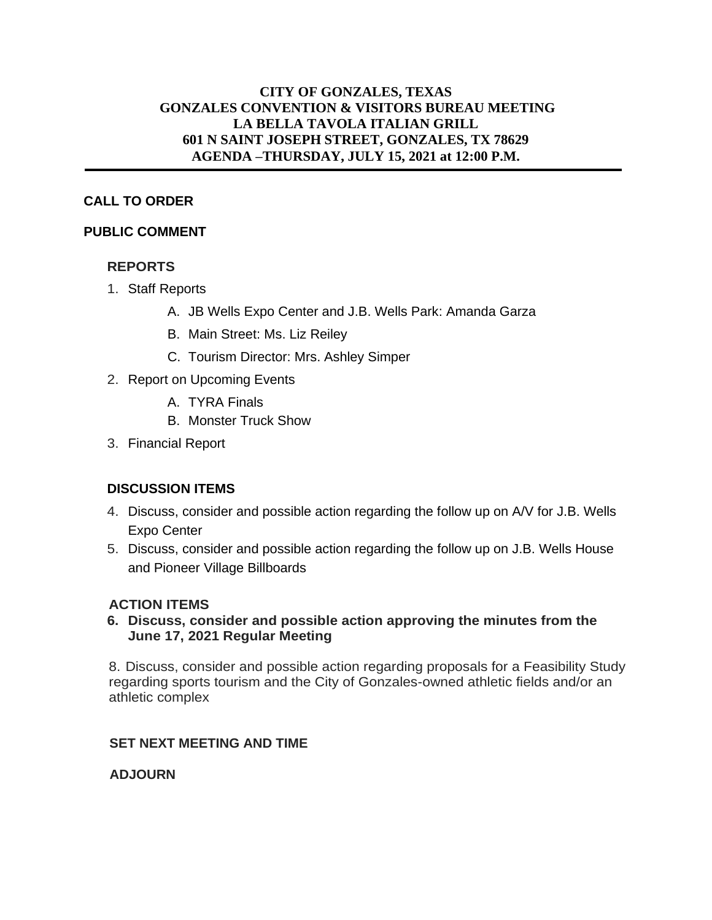**CITY OF GONZALES, TEXAS**
**GONZALES CONVENTION & VISITORS BUREAU MEETING**
**LA BELLA TAVOLA ITALIAN GRILL**
**601 N SAINT JOSEPH STREET, GONZALES, TX 78629**
**AGENDA –THURSDAY, JULY 15, 2021 at 12:00 P.M.**

---

**CALL TO ORDER**

**PUBLIC COMMENT**

**REPORTS**

1. Staff Reports
   - A. JB Wells Expo Center and J.B. Wells Park: Amanda Garza
   - B. Main Street: Ms. Liz Reiley
   - C. Tourism Director: Mrs. Ashley Simper
2. Report on Upcoming Events
   - A. TYRA Finals
   - B. Monster Truck Show
3. Financial Report

**DISCUSSION ITEMS**

4. Discuss, consider and possible action regarding the follow up on A/V for J.B. Wells Expo Center
5. Discuss, consider and possible action regarding the follow up on J.B. Wells House and Pioneer Village Billboards

**ACTION ITEMS**

6. **Discuss, consider and possible action approving the minutes from the June 17, 2021 Regular Meeting**

8. Discuss, consider and possible action regarding proposals for a Feasibility Study regarding sports tourism and the City of Gonzales-owned athletic fields and/or an athletic complex

**SET NEXT MEETING AND TIME**

**ADJOURN**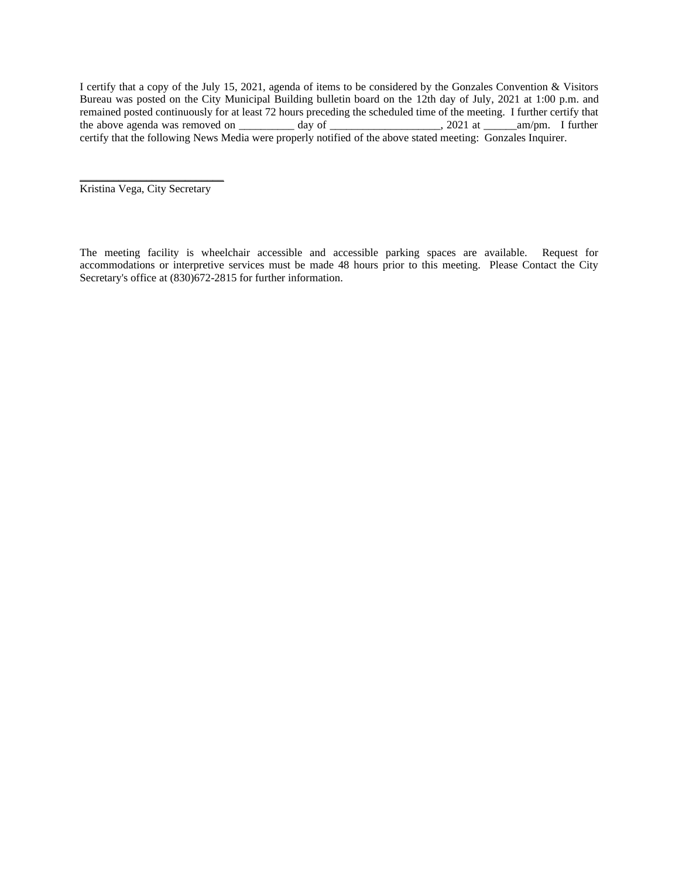I certify that a copy of the July 15, 2021, agenda of items to be considered by the Gonzales Convention & Visitors Bureau was posted on the City Municipal Building bulletin board on the 12th day of July, 2021 at 1:00 p.m. and remained posted continuously for at least 72 hours preceding the scheduled time of the meeting. I further certify that the above agenda was removed on __________ day of ___________________, 2021 at ______am/pm. I further certify that the following News Media were properly notified of the above stated meeting: Gonzales Inquirer.

_________________________

Kristina Vega, City Secretary

The meeting facility is wheelchair accessible and accessible parking spaces are available. Request for accommodations or interpretive services must be made 48 hours prior to this meeting. Please Contact the City Secretary's office at (830)672-2815 for further information.